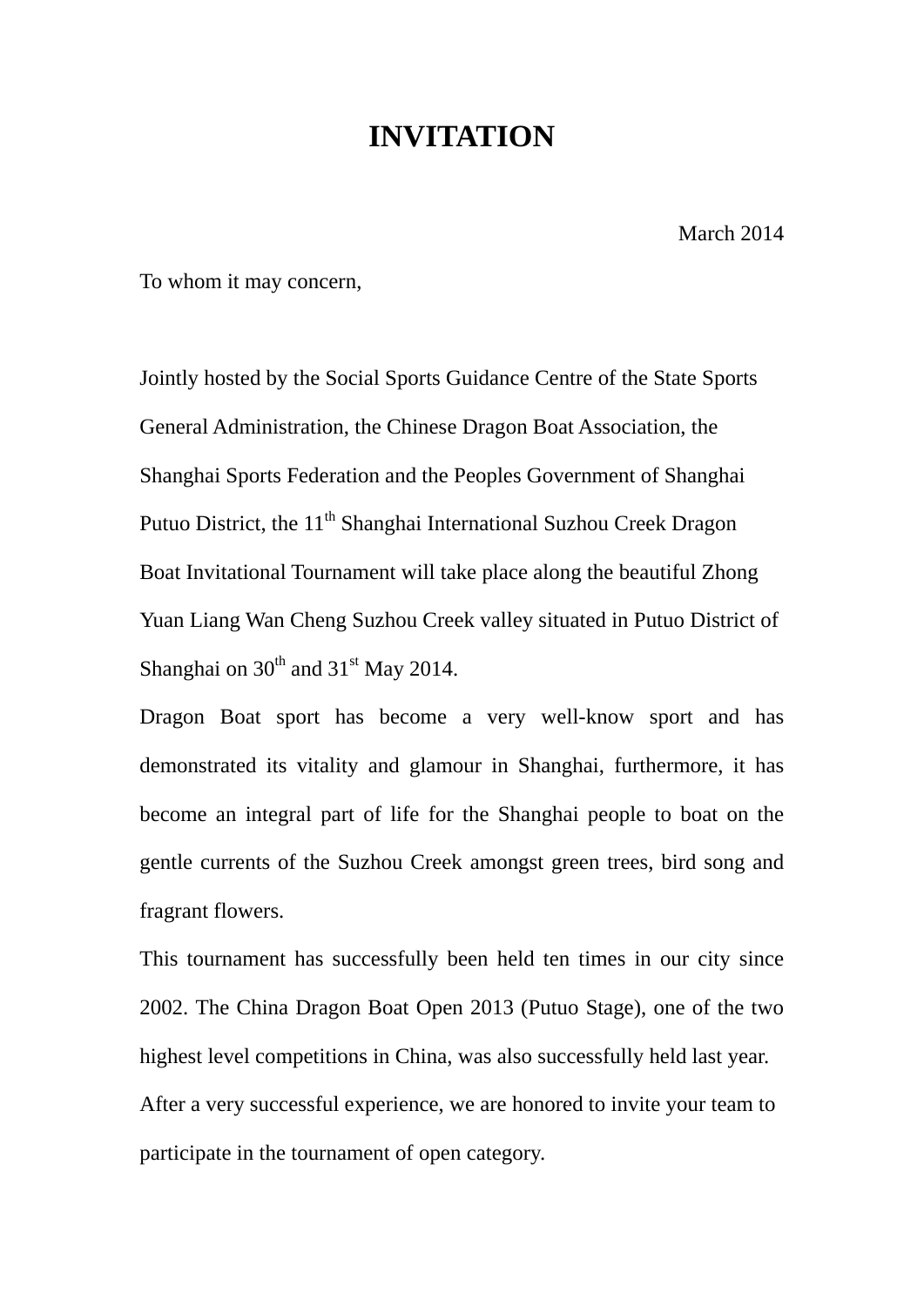# INVITATION

March 2014

To whom it may concern,

Jointly hosted by the Social Sports Guidance Centre of the State Sports General Administration, the Chinese Dragon Boat Association, the Shanghai Sports Federation and the Peoples Government of Shanghai Putuo District, the 11th Shanghai International Suzhou Creek Dragon Boat Invitational Tournament will take place along the beautiful Zhong Yuan Liang Wan Cheng Suzhou Creek valley situated in Putuo District of Shanghai on 30th and 31st May 2014.

Dragon Boat sport has become a very well-know sport and has demonstrated its vitality and glamour in Shanghai, furthermore, it has become an integral part of life for the Shanghai people to boat on the gentle currents of the Suzhou Creek amongst green trees, bird song and fragrant flowers.

This tournament has successfully been held ten times in our city since 2002. The China Dragon Boat Open 2013 (Putuo Stage), one of the two highest level competitions in China, was also successfully held last year. After a very successful experience, we are honored to invite your team to participate in the tournament of open category.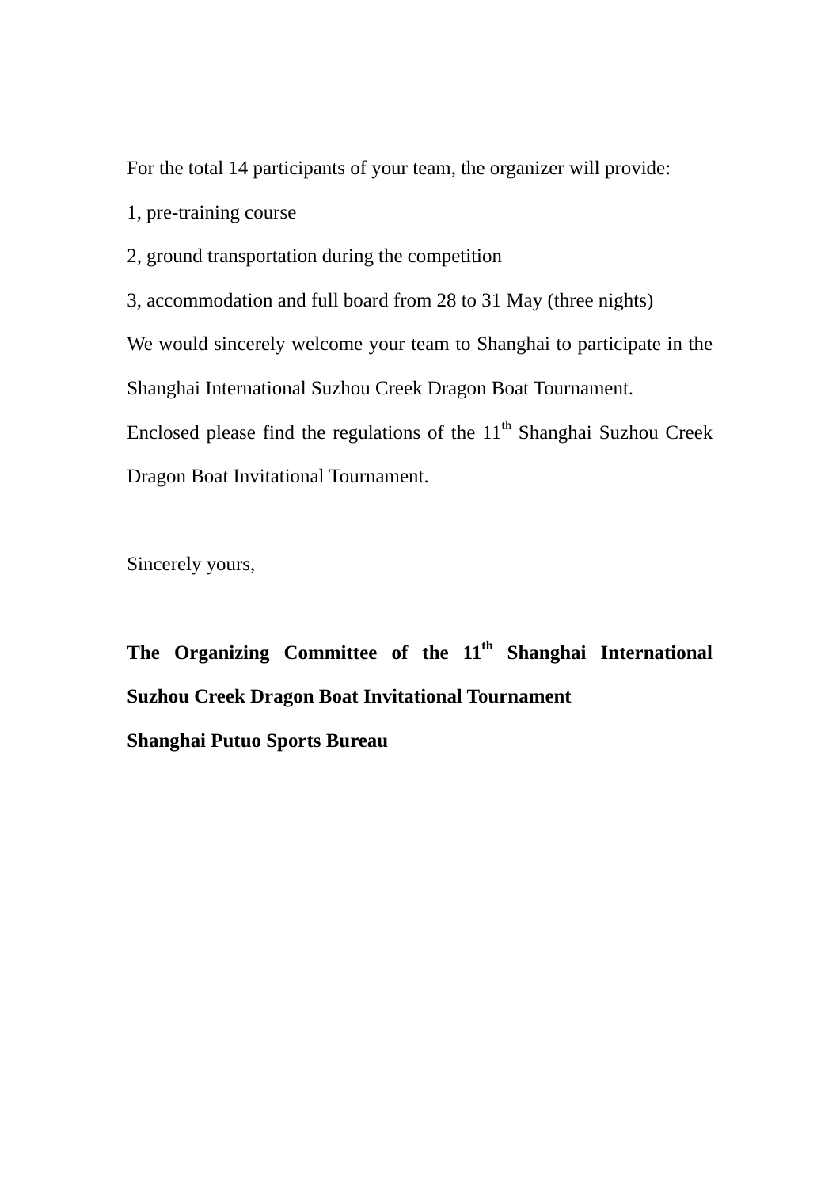For the total 14 participants of your team, the organizer will provide:

1, pre-training course

2, ground transportation during the competition

3, accommodation and full board from 28 to 31 May (three nights)

We would sincerely welcome your team to Shanghai to participate in the Shanghai International Suzhou Creek Dragon Boat Tournament.

Enclosed please find the regulations of the 11th Shanghai Suzhou Creek Dragon Boat Invitational Tournament.

Sincerely yours,

**The Organizing Committee of the 11th Shanghai International Suzhou Creek Dragon Boat Invitational Tournament**

**Shanghai Putuo Sports Bureau**